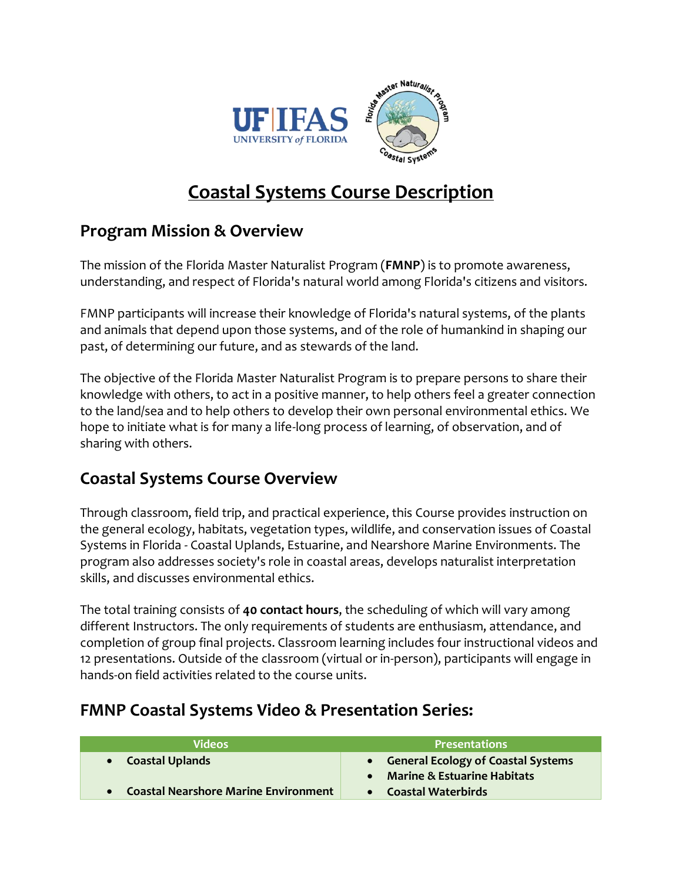# Coastal Systems Course Description

## Program Mission & Overview

The mission of the Florida Master Naturalist Program (**FMNP**) is to promote awareness, understanding, and respect of Florida's natural world among Florida's citizens and visitors.

FMNP participants will increase their knowledge of Florida's natural systems, of the plants and animals that depend upon those systems, and of the role of humankind in shaping our past, of determining our future, and as stewards of the land.

The objective of the Florida Master Naturalist Program is to prepare persons to share their knowledge with others, to act in a positive manner, to help others feel a greater connection to the land/sea and to help others to develop their own personal environmental ethics. We hope to initiate what is for many a life-long process of learning, of observation, and of sharing with others.

## Coastal Systems Course Overview

Through classroom, field trip, and practical experience, this Course provides instruction on the general ecology, habitats, vegetation types, wildlife, and conservation issues of Coastal Systems in Florida - Coastal Uplands, Estuarine, and Nearshore Marine Environments. The program also addresses society's role in coastal areas, develops naturalist interpretation skills, and discusses environmental ethics.

The total training consists of **40 contact hours**, the scheduling of which will vary among different Instructors. The only requirements of students are enthusiasm, attendance, and completion of group final projects. Classroom learning includes four instructional videos and 12 presentations. Outside of the classroom (virtual or in-person), participants will engage in hands-on field activities related to the course units.

## FMNP Coastal Systems Video & Presentation Series:

| Videos | Presentations |
|---|---|
| • **Coastal Uplands** | • **General Ecology of Coastal Systems**<br>• **Marine & Estuarine Habitats** |
| • **Coastal Nearshore Marine Environment** | • **Coastal Waterbirds** |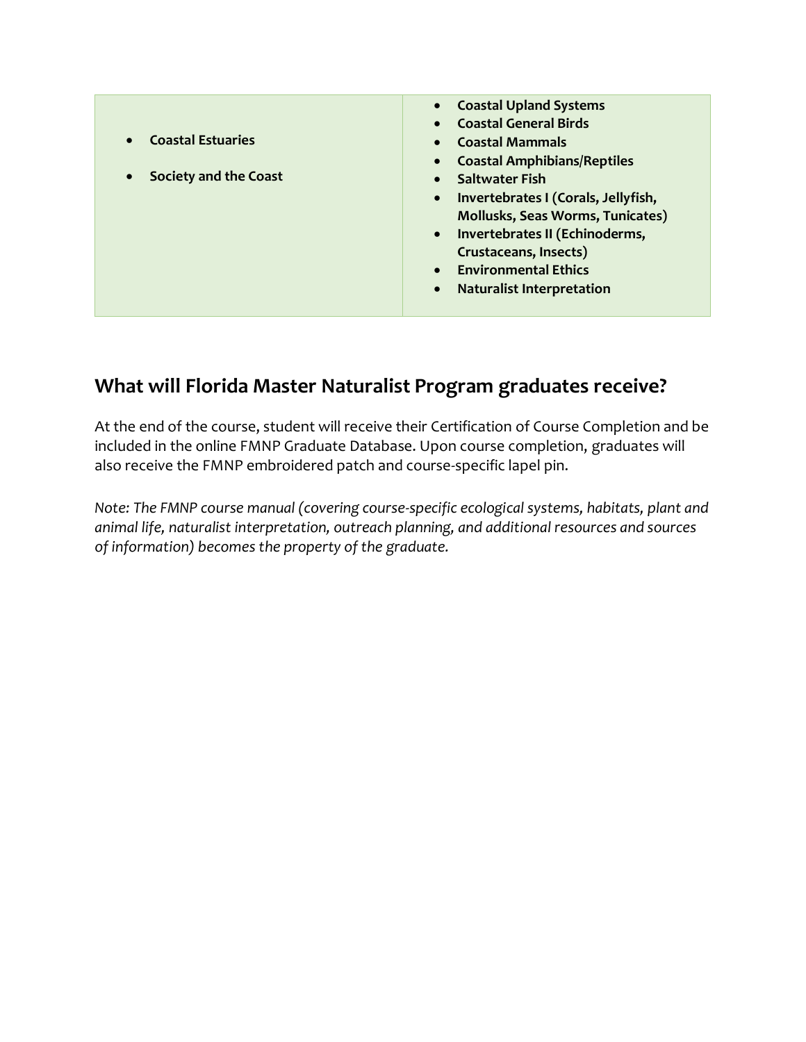| | |
|---|---|
| <ul><li>**Coastal Estuaries**</li><li>**Society and the Coast**</li></ul> | <ul><li>**Coastal Upland Systems**</li><li>**Coastal General Birds**</li><li>**Coastal Mammals**</li><li>**Coastal Amphibians/Reptiles**</li><li>**Saltwater Fish**</li><li>**Invertebrates I (Corals, Jellyfish, Mollusks, Seas Worms, Tunicates)**</li><li>**Invertebrates II (Echinoderms, Crustaceans, Insects)**</li><li>**Environmental Ethics**</li><li>**Naturalist Interpretation**</li></ul> |

## What will Florida Master Naturalist Program graduates receive?

At the end of the course, student will receive their Certification of Course Completion and be included in the online FMNP Graduate Database. Upon course completion, graduates will also receive the FMNP embroidered patch and course-specific lapel pin.

*Note: The FMNP course manual (covering course-specific ecological systems, habitats, plant and animal life, naturalist interpretation, outreach planning, and additional resources and sources of information) becomes the property of the graduate.*